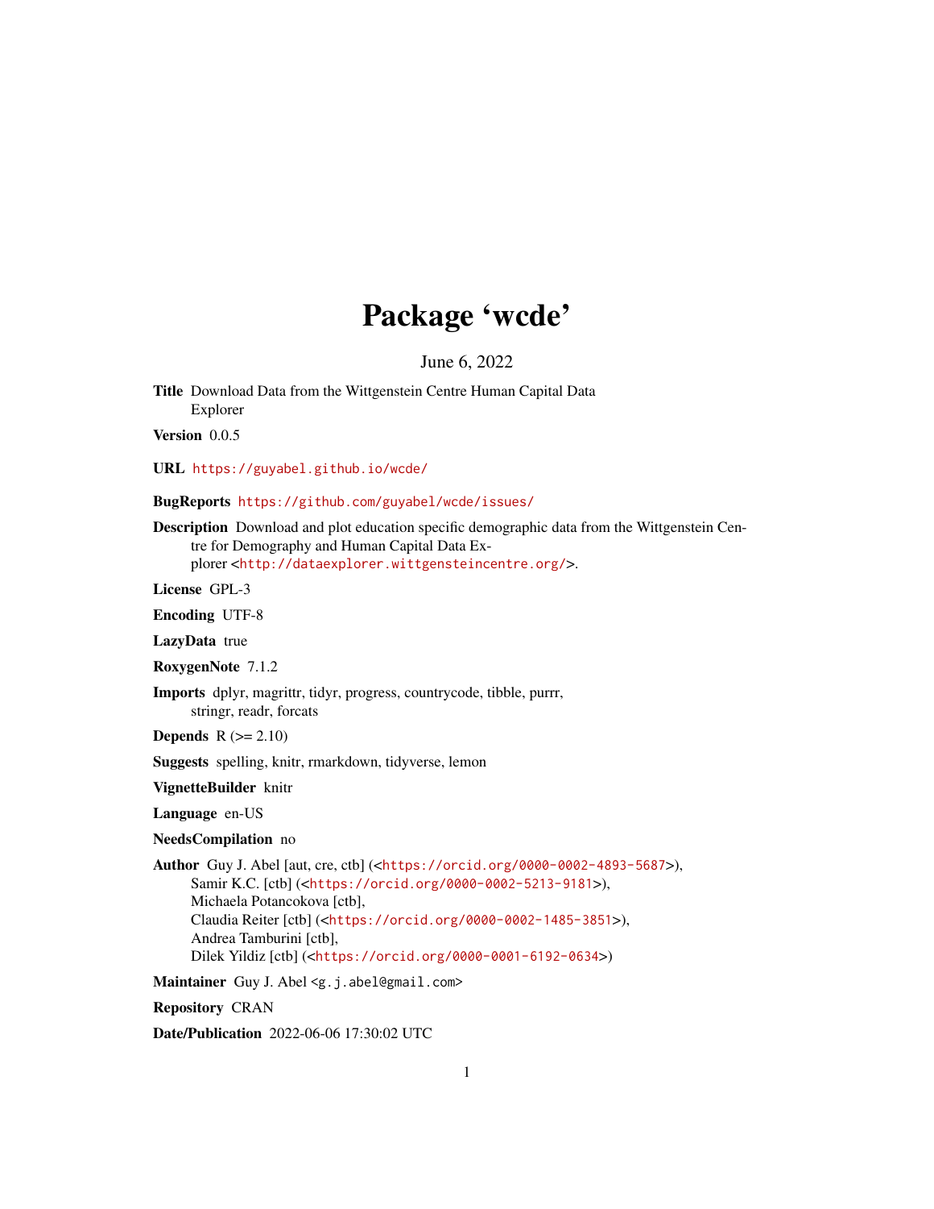# Package 'wcde'

June 6, 2022

**Title** Download Data from the Wittgenstein Centre Human Capital Data Explorer

**Version** 0.0.5

**URL** https://guyabel.github.io/wcde/

**BugReports** https://github.com/guyabel/wcde/issues/

**Description** Download and plot education specific demographic data from the Wittgenstein Centre for Demography and Human Capital Data Explorer <http://dataexplorer.wittgensteincentre.org/>.

**License** GPL-3

**Encoding** UTF-8

**LazyData** true

**RoxygenNote** 7.1.2

**Imports** dplyr, magrittr, tidyr, progress, countrycode, tibble, purrr, stringr, readr, forcats

**Depends** R (>= 2.10)

**Suggests** spelling, knitr, rmarkdown, tidyverse, lemon

**VignetteBuilder** knitr

**Language** en-US

**NeedsCompilation** no

**Author** Guy J. Abel [aut, cre, ctb] (<https://orcid.org/0000-0002-4893-5687>),
Samir K.C. [ctb] (<https://orcid.org/0000-0002-5213-9181>),
Michaela Potancokova [ctb],
Claudia Reiter [ctb] (<https://orcid.org/0000-0002-1485-3851>),
Andrea Tamburini [ctb],
Dilek Yildiz [ctb] (<https://orcid.org/0000-0001-6192-0634>)

**Maintainer** Guy J. Abel <g.j.abel@gmail.com>

**Repository** CRAN

**Date/Publication** 2022-06-06 17:30:02 UTC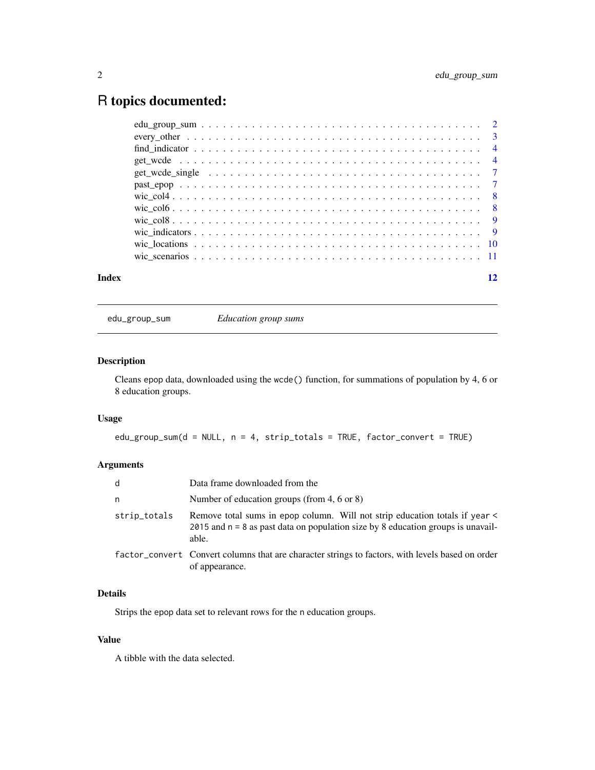# R topics documented:

| | |
|---|---|
| edu_group_sum | 2 |
| every_other | 3 |
| find_indicator | 4 |
| get_wcde | 4 |
| get_wcde_single | 7 |
| past_epop | 7 |
| wic_col4 | 8 |
| wic_col6 | 8 |
| wic_col8 | 9 |
| wic_indicators | 9 |
| wic_locations | 10 |
| wic_scenarios | 11 |

**Index** 12

---

`edu_group_sum` *Education group sums*

---

## Description

Cleans `epop` data, downloaded using the `wcde()` function, for summations of population by 4, 6 or 8 education groups.

## Usage

```
edu_group_sum(d = NULL, n = 4, strip_totals = TRUE, factor_convert = TRUE)
```

## Arguments

| | |
|---|---|
| `d` | Data frame downloaded from the |
| `n` | Number of education groups (from 4, 6 or 8) |
| `strip_totals` | Remove total sums in `epop` column. Will not strip education totals if `year < 2015` and `n = 8` as past data on population size by 8 education groups is unavailable. |
| `factor_convert` | Convert columns that are character strings to factors, with levels based on order of appearance. |

## Details

Strips the `epop` data set to relevant rows for the `n` education groups.

## Value

A tibble with the data selected.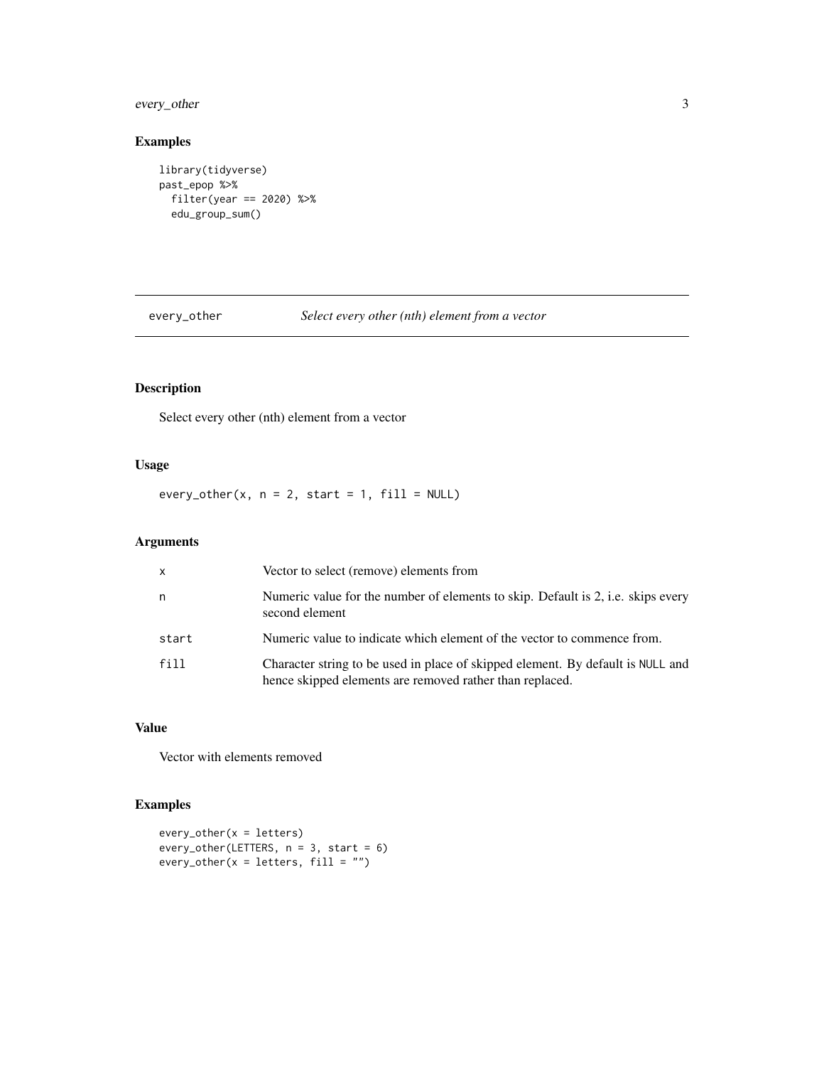## Examples

```
library(tidyverse)
past_epop %>%
  filter(year == 2020) %>%
  edu_group_sum()
```

---

# every_other — *Select every other (nth) element from a vector*

## Description

Select every other (nth) element from a vector

## Usage

```
every_other(x, n = 2, start = 1, fill = NULL)
```

## Arguments

| | |
|---|---|
| x | Vector to select (remove) elements from |
| n | Numeric value for the number of elements to skip. Default is 2, i.e. skips every second element |
| start | Numeric value to indicate which element of the vector to commence from. |
| fill | Character string to be used in place of skipped element. By default is NULL and hence skipped elements are removed rather than replaced. |

## Value

Vector with elements removed

## Examples

```
every_other(x = letters)
every_other(LETTERS, n = 3, start = 6)
every_other(x = letters, fill = "")
```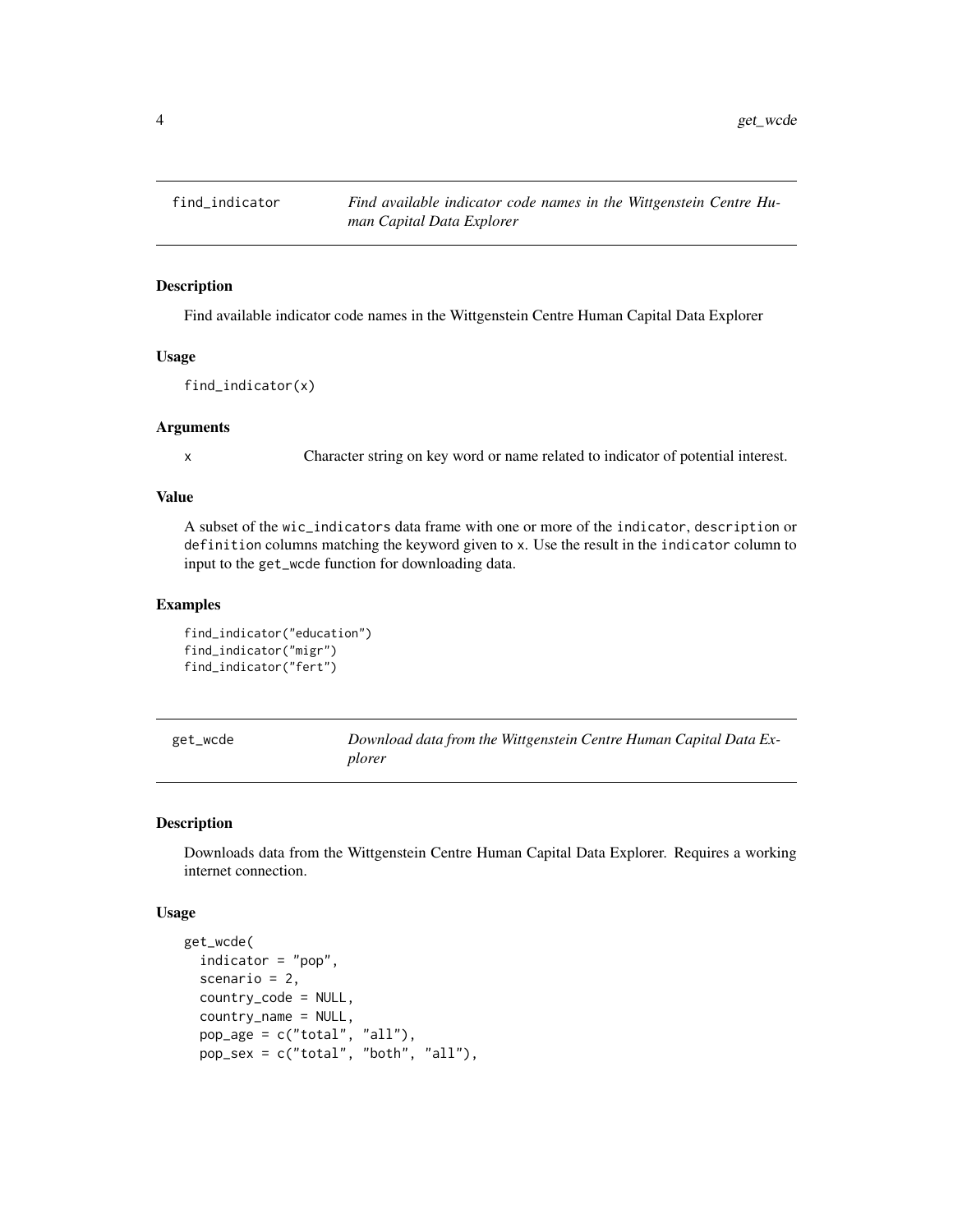## find_indicator — *Find available indicator code names in the Wittgenstein Centre Human Capital Data Explorer*

### Description

Find available indicator code names in the Wittgenstein Centre Human Capital Data Explorer

### Usage

```
find_indicator(x)
```

### Arguments

x — Character string on key word or name related to indicator of potential interest.

### Value

A subset of the `wic_indicators` data frame with one or more of the `indicator`, `description` or `definition` columns matching the keyword given to `x`. Use the result in the `indicator` column to input to the `get_wcde` function for downloading data.

### Examples

```
find_indicator("education")
find_indicator("migr")
find_indicator("fert")
```

## get_wcde — *Download data from the Wittgenstein Centre Human Capital Data Explorer*

### Description

Downloads data from the Wittgenstein Centre Human Capital Data Explorer. Requires a working internet connection.

### Usage

```
get_wcde(
  indicator = "pop",
  scenario = 2,
  country_code = NULL,
  country_name = NULL,
  pop_age = c("total", "all"),
  pop_sex = c("total", "both", "all"),
```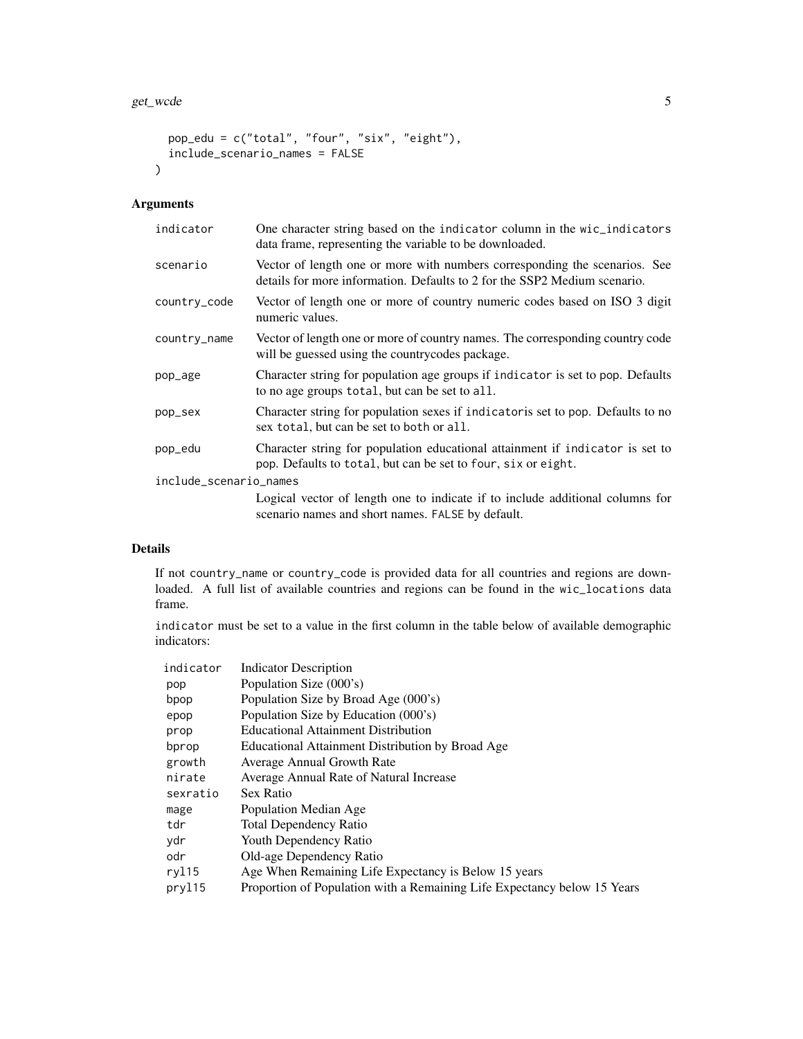```
  pop_edu = c("total", "four", "six", "eight"),
  include_scenario_names = FALSE
)
```

## Arguments

| | |
|---|---|
| indicator | One character string based on the indicator column in the wic_indicators data frame, representing the variable to be downloaded. |
| scenario | Vector of length one or more with numbers corresponding the scenarios. See details for more information. Defaults to 2 for the SSP2 Medium scenario. |
| country_code | Vector of length one or more of country numeric codes based on ISO 3 digit numeric values. |
| country_name | Vector of length one or more of country names. The corresponding country code will be guessed using the countrycodes package. |
| pop_age | Character string for population age groups if indicator is set to pop. Defaults to no age groups total, but can be set to all. |
| pop_sex | Character string for population sexes if indicatoris set to pop. Defaults to no sex total, but can be set to both or all. |
| pop_edu | Character string for population educational attainment if indicator is set to pop. Defaults to total, but can be set to four, six or eight. |
| include_scenario_names | Logical vector of length one to indicate if to include additional columns for scenario names and short names. FALSE by default. |

## Details

If not country_name or country_code is provided data for all countries and regions are downloaded. A full list of available countries and regions can be found in the wic_locations data frame.

indicator must be set to a value in the first column in the table below of available demographic indicators:

| indicator | Indicator Description |
|---|---|
| pop | Population Size (000's) |
| bpop | Population Size by Broad Age (000's) |
| epop | Population Size by Education (000's) |
| prop | Educational Attainment Distribution |
| bprop | Educational Attainment Distribution by Broad Age |
| growth | Average Annual Growth Rate |
| nirate | Average Annual Rate of Natural Increase |
| sexratio | Sex Ratio |
| mage | Population Median Age |
| tdr | Total Dependency Ratio |
| ydr | Youth Dependency Ratio |
| odr | Old-age Dependency Ratio |
| ryl15 | Age When Remaining Life Expectancy is Below 15 years |
| pryl15 | Proportion of Population with a Remaining Life Expectancy below 15 Years |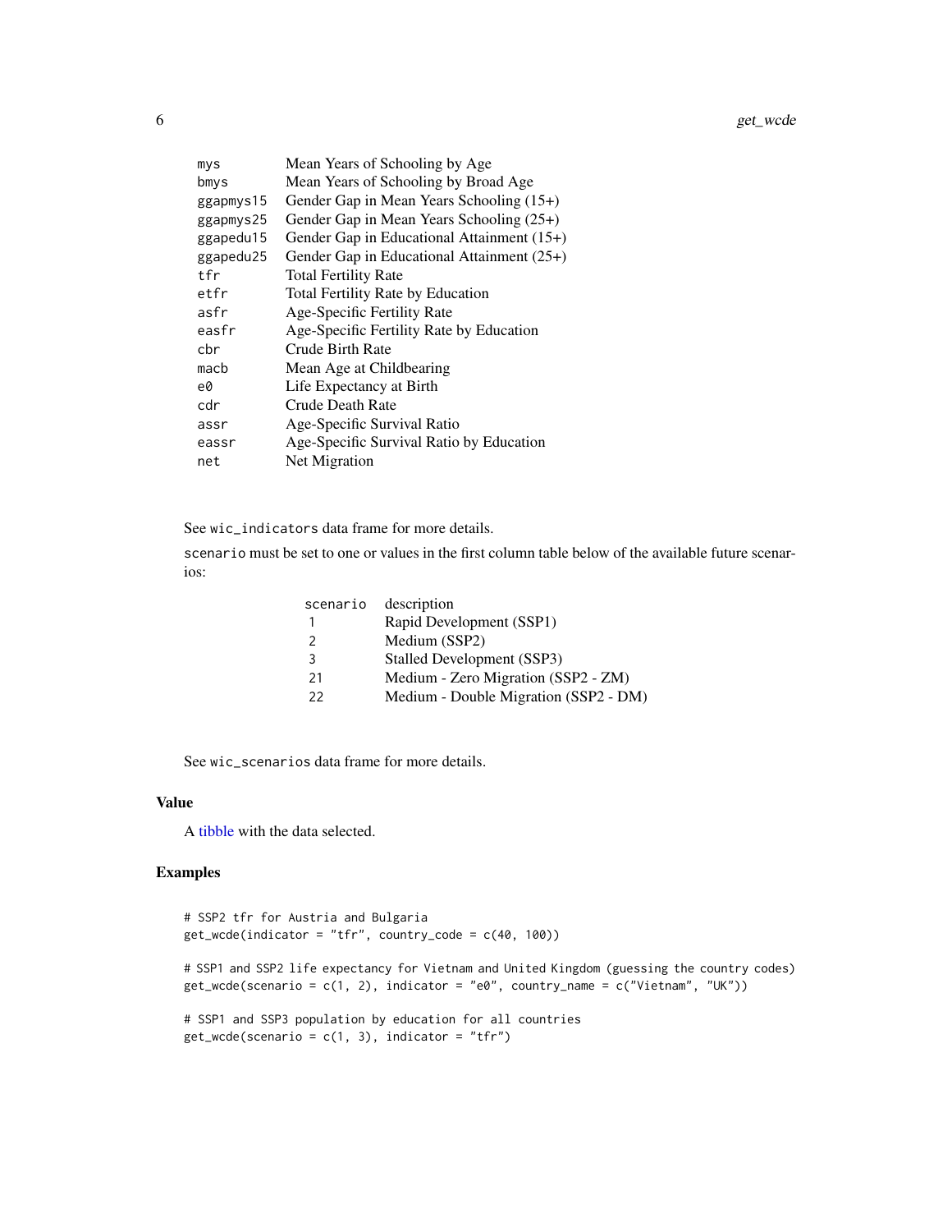| | |
|---|---|
| mys | Mean Years of Schooling by Age |
| bmys | Mean Years of Schooling by Broad Age |
| ggapmys15 | Gender Gap in Mean Years Schooling (15+) |
| ggapmys25 | Gender Gap in Mean Years Schooling (25+) |
| ggapedu15 | Gender Gap in Educational Attainment (15+) |
| ggapedu25 | Gender Gap in Educational Attainment (25+) |
| tfr | Total Fertility Rate |
| etfr | Total Fertility Rate by Education |
| asfr | Age-Specific Fertility Rate |
| easfr | Age-Specific Fertility Rate by Education |
| cbr | Crude Birth Rate |
| macb | Mean Age at Childbearing |
| e0 | Life Expectancy at Birth |
| cdr | Crude Death Rate |
| assr | Age-Specific Survival Ratio |
| eassr | Age-Specific Survival Ratio by Education |
| net | Net Migration |

See `wic_indicators` data frame for more details.

`scenario` must be set to one or values in the first column table below of the available future scenarios:

| scenario | description |
|---|---|
| 1 | Rapid Development (SSP1) |
| 2 | Medium (SSP2) |
| 3 | Stalled Development (SSP3) |
| 21 | Medium - Zero Migration (SSP2 - ZM) |
| 22 | Medium - Double Migration (SSP2 - DM) |

See `wic_scenarios` data frame for more details.

## Value

A tibble with the data selected.

## Examples

```
# SSP2 tfr for Austria and Bulgaria
get_wcde(indicator = "tfr", country_code = c(40, 100))

# SSP1 and SSP2 life expectancy for Vietnam and United Kingdom (guessing the country codes)
get_wcde(scenario = c(1, 2), indicator = "e0", country_name = c("Vietnam", "UK"))

# SSP1 and SSP3 population by education for all countries
get_wcde(scenario = c(1, 3), indicator = "tfr")
```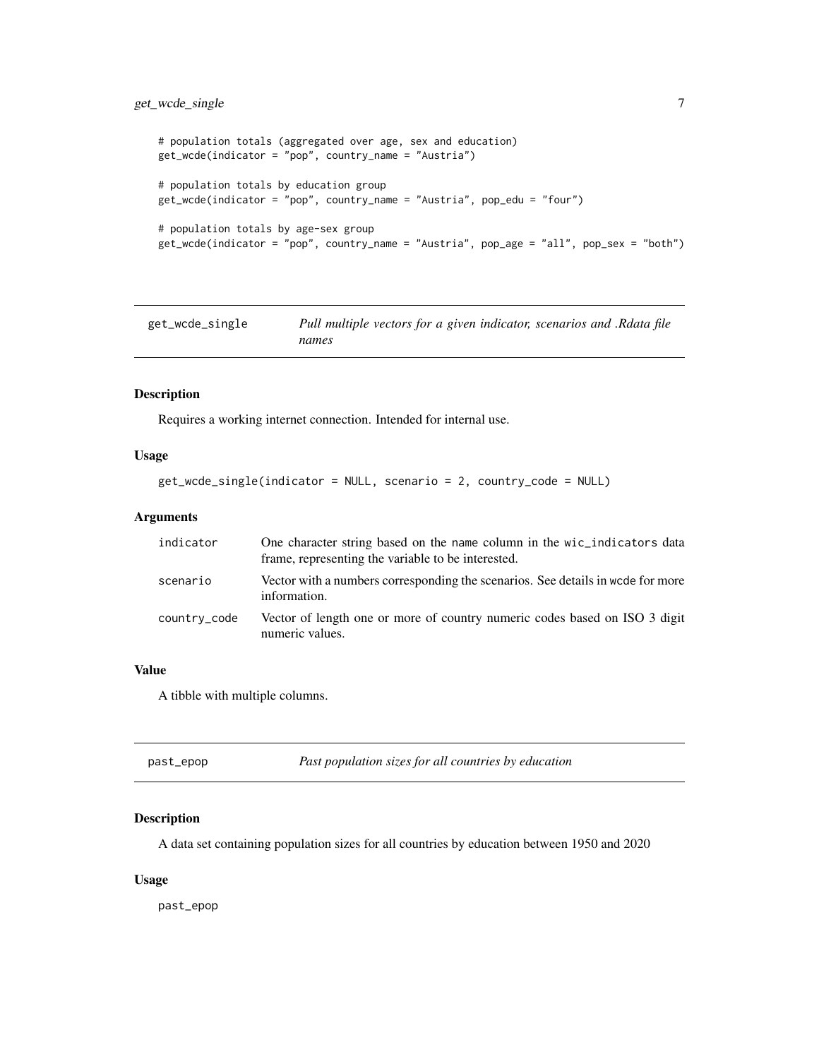```
# population totals (aggregated over age, sex and education)
get_wcde(indicator = "pop", country_name = "Austria")

# population totals by education group
get_wcde(indicator = "pop", country_name = "Austria", pop_edu = "four")

# population totals by age-sex group
get_wcde(indicator = "pop", country_name = "Austria", pop_age = "all", pop_sex = "both")
```

## get_wcde_single — *Pull multiple vectors for a given indicator, scenarios and .Rdata file names*

### Description

Requires a working internet connection. Intended for internal use.

### Usage

```
get_wcde_single(indicator = NULL, scenario = 2, country_code = NULL)
```

### Arguments

| | |
|---|---|
| indicator | One character string based on the name column in the wic_indicators data frame, representing the variable to be interested. |
| scenario | Vector with a numbers corresponding the scenarios. See details in wcde for more information. |
| country_code | Vector of length one or more of country numeric codes based on ISO 3 digit numeric values. |

### Value

A tibble with multiple columns.

## past_epop — *Past population sizes for all countries by education*

### Description

A data set containing population sizes for all countries by education between 1950 and 2020

### Usage

```
past_epop
```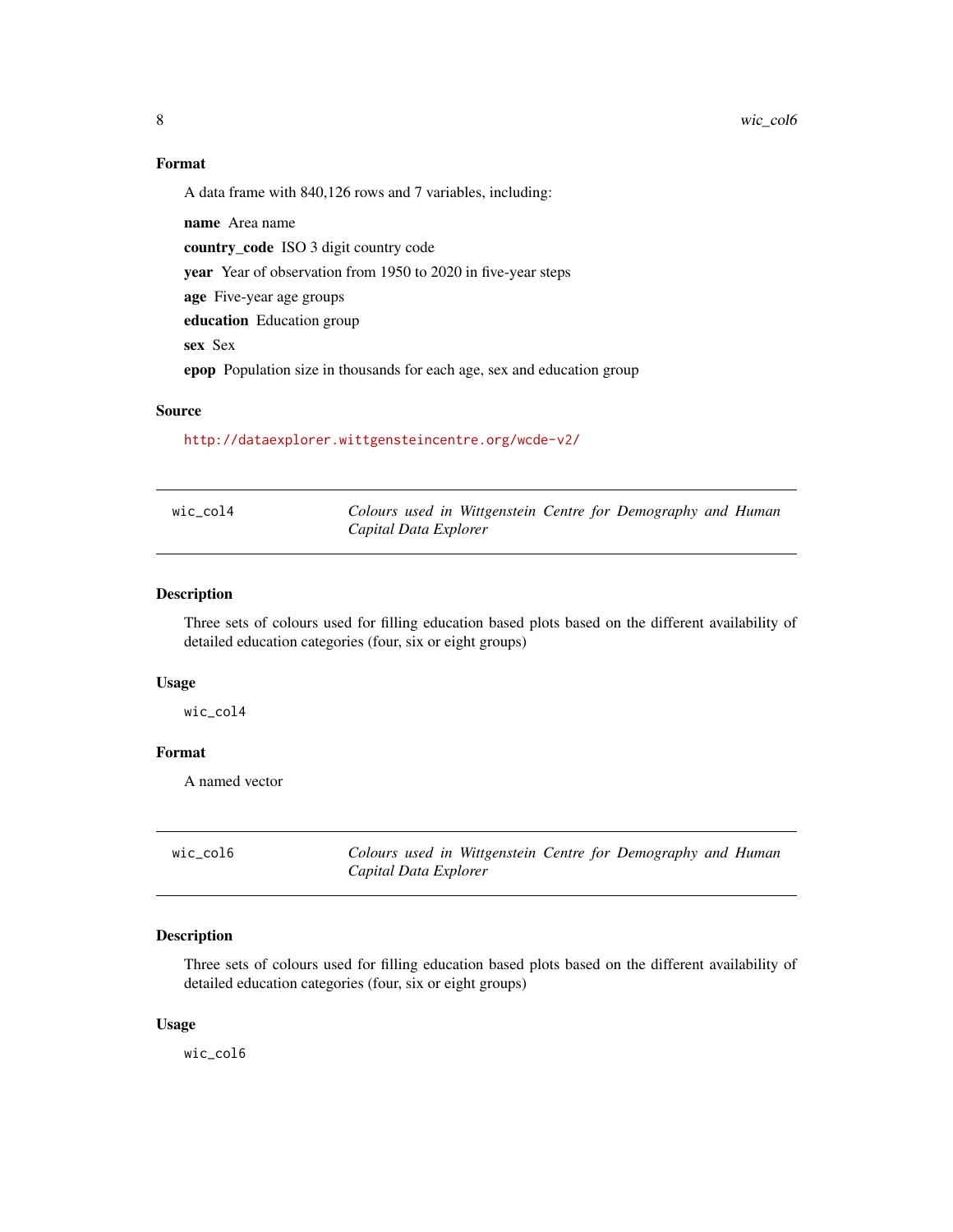### Format

A data frame with 840,126 rows and 7 variables, including:

**name** Area name

**country_code** ISO 3 digit country code

**year** Year of observation from 1950 to 2020 in five-year steps

**age** Five-year age groups

**education** Education group

**sex** Sex

**epop** Population size in thousands for each age, sex and education group

### Source

http://dataexplorer.wittgensteincentre.org/wcde-v2/

---

## wic_col4 — *Colours used in Wittgenstein Centre for Demography and Human Capital Data Explorer*

### Description

Three sets of colours used for filling education based plots based on the different availability of detailed education categories (four, six or eight groups)

### Usage

```
wic_col4
```

### Format

A named vector

---

## wic_col6 — *Colours used in Wittgenstein Centre for Demography and Human Capital Data Explorer*

### Description

Three sets of colours used for filling education based plots based on the different availability of detailed education categories (four, six or eight groups)

### Usage

```
wic_col6
```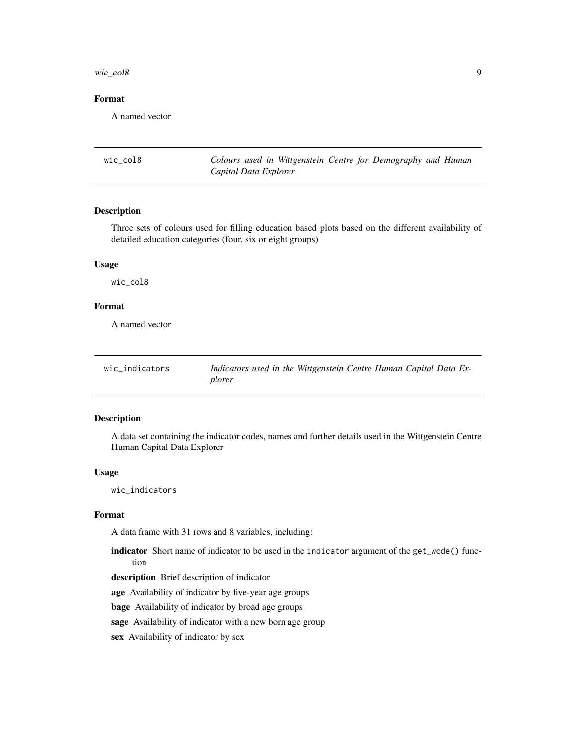## Format

A named vector

---

## wic_col8 — *Colours used in Wittgenstein Centre for Demography and Human Capital Data Explorer*

### Description

Three sets of colours used for filling education based plots based on the different availability of detailed education categories (four, six or eight groups)

### Usage

```
wic_col8
```

### Format

A named vector

---

## wic_indicators — *Indicators used in the Wittgenstein Centre Human Capital Data Explorer*

### Description

A data set containing the indicator codes, names and further details used in the Wittgenstein Centre Human Capital Data Explorer

### Usage

```
wic_indicators
```

### Format

A data frame with 31 rows and 8 variables, including:

**indicator** Short name of indicator to be used in the `indicator` argument of the `get_wcde()` function

**description** Brief description of indicator

**age** Availability of indicator by five-year age groups

**bage** Availability of indicator by broad age groups

**sage** Availability of indicator with a new born age group

**sex** Availability of indicator by sex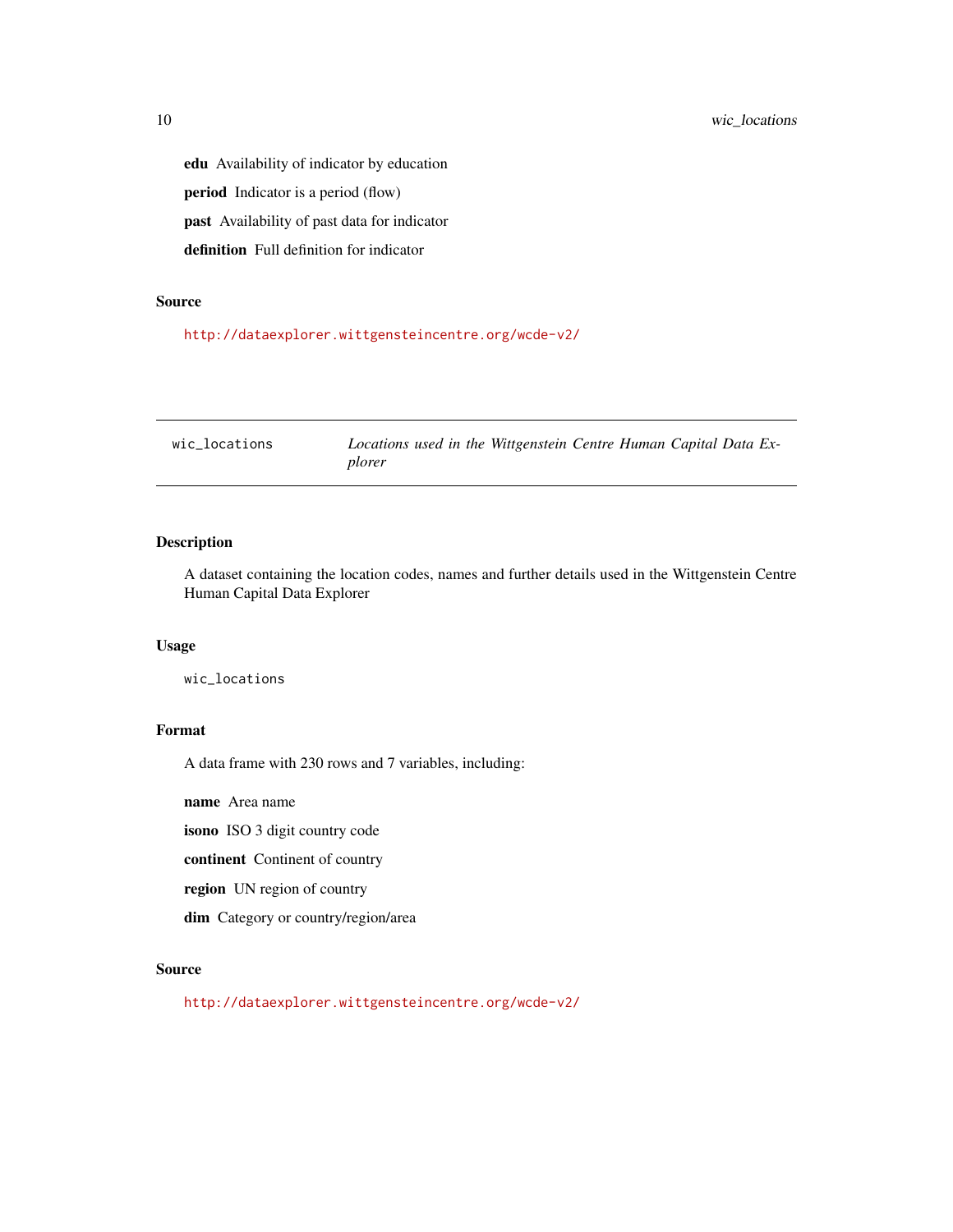**edu** Availability of indicator by education

**period** Indicator is a period (flow)

**past** Availability of past data for indicator

**definition** Full definition for indicator

### Source

http://dataexplorer.wittgensteincentre.org/wcde-v2/

---

## wic_locations — *Locations used in the Wittgenstein Centre Human Capital Data Explorer*

---

### Description

A dataset containing the location codes, names and further details used in the Wittgenstein Centre Human Capital Data Explorer

### Usage

```
wic_locations
```

### Format

A data frame with 230 rows and 7 variables, including:

**name** Area name

**isono** ISO 3 digit country code

**continent** Continent of country

**region** UN region of country

**dim** Category or country/region/area

### Source

http://dataexplorer.wittgensteincentre.org/wcde-v2/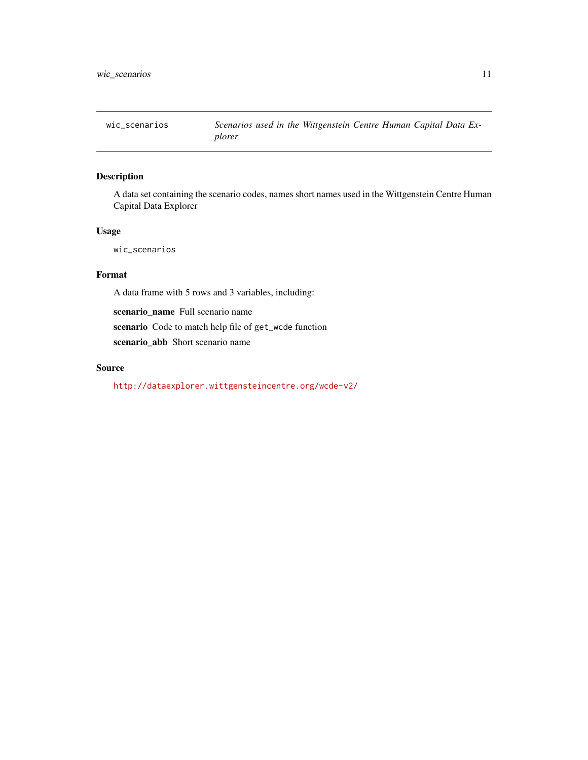# wic_scenarios — *Scenarios used in the Wittgenstein Centre Human Capital Data Explorer*

## Description

A data set containing the scenario codes, names short names used in the Wittgenstein Centre Human Capital Data Explorer

## Usage

```
wic_scenarios
```

## Format

A data frame with 5 rows and 3 variables, including:

**scenario_name** Full scenario name

**scenario** Code to match help file of `get_wcde` function

**scenario_abb** Short scenario name

## Source

http://dataexplorer.wittgensteincentre.org/wcde-v2/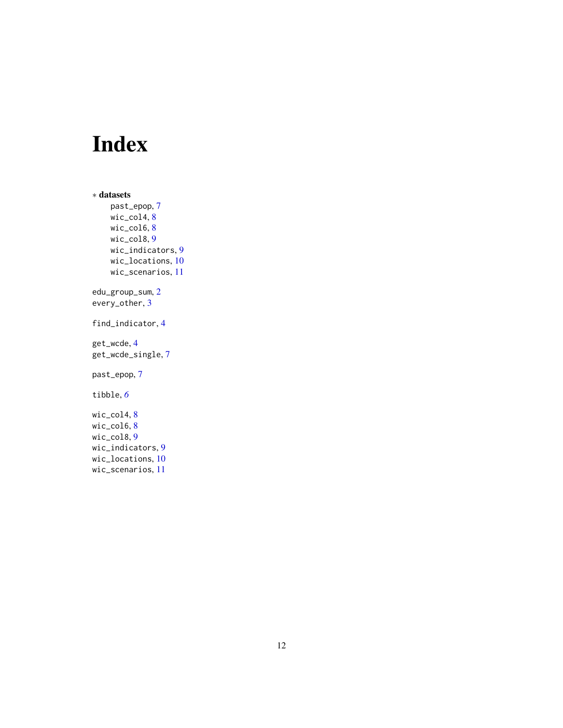# Index

∗ **datasets**
    past_epop, 7
    wic_col4, 8
    wic_col6, 8
    wic_col8, 9
    wic_indicators, 9
    wic_locations, 10
    wic_scenarios, 11

edu_group_sum, 2
every_other, 3

find_indicator, 4

get_wcde, 4
get_wcde_single, 7

past_epop, 7

tibble, *6*

wic_col4, 8
wic_col6, 8
wic_col8, 9
wic_indicators, 9
wic_locations, 10
wic_scenarios, 11